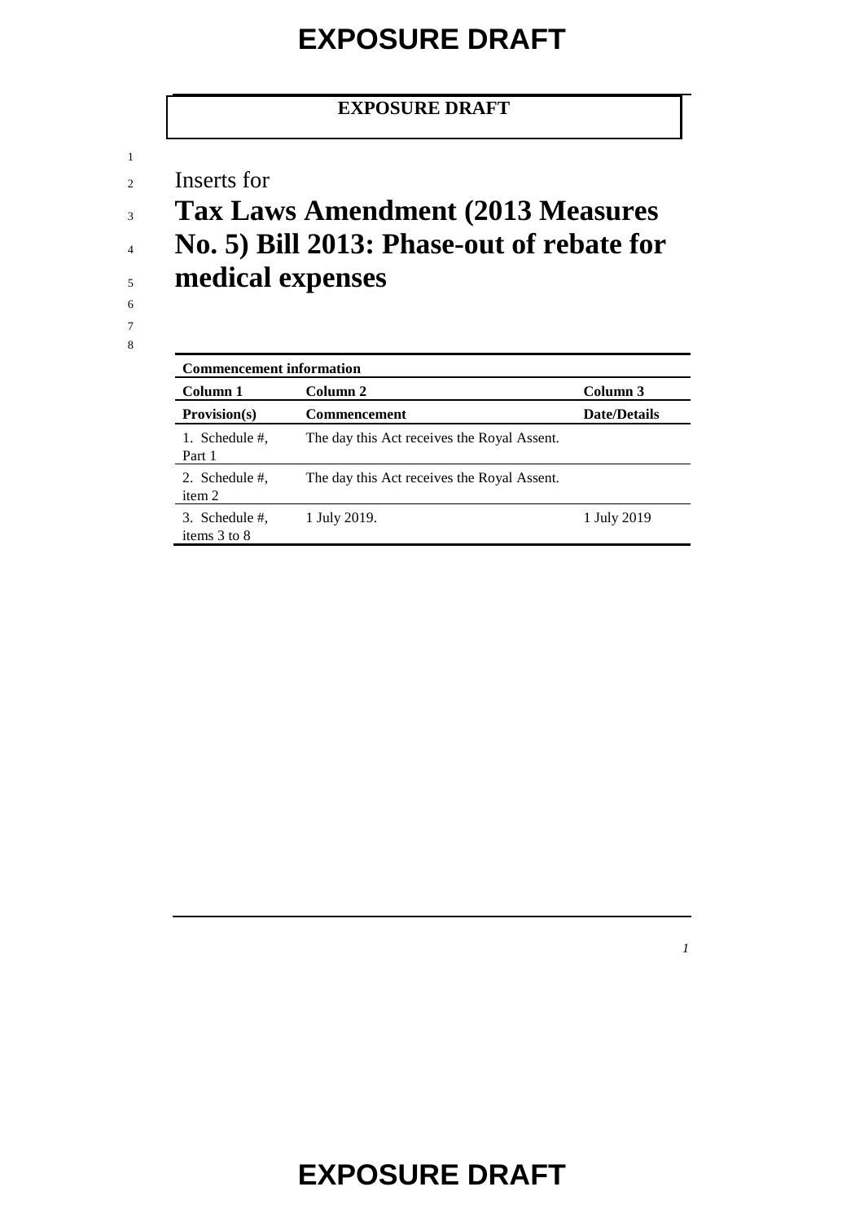**EXPOSURE DRAFT**

Inserts for

# Tax Laws Amendment (2013 Measures No. 5) Bill 2013: Phase-out of rebate for medical expenses

| Commencement information | | |
|---|---|---|
| **Column 1** | **Column 2** | **Column 3** |
| **Provision(s)** | **Commencement** | **Date/Details** |
| 1. Schedule #, Part 1 | The day this Act receives the Royal Assent. | |
| 2. Schedule #, item 2 | The day this Act receives the Royal Assent. | |
| 3. Schedule #, items 3 to 8 | 1 July 2019. | 1 July 2019 |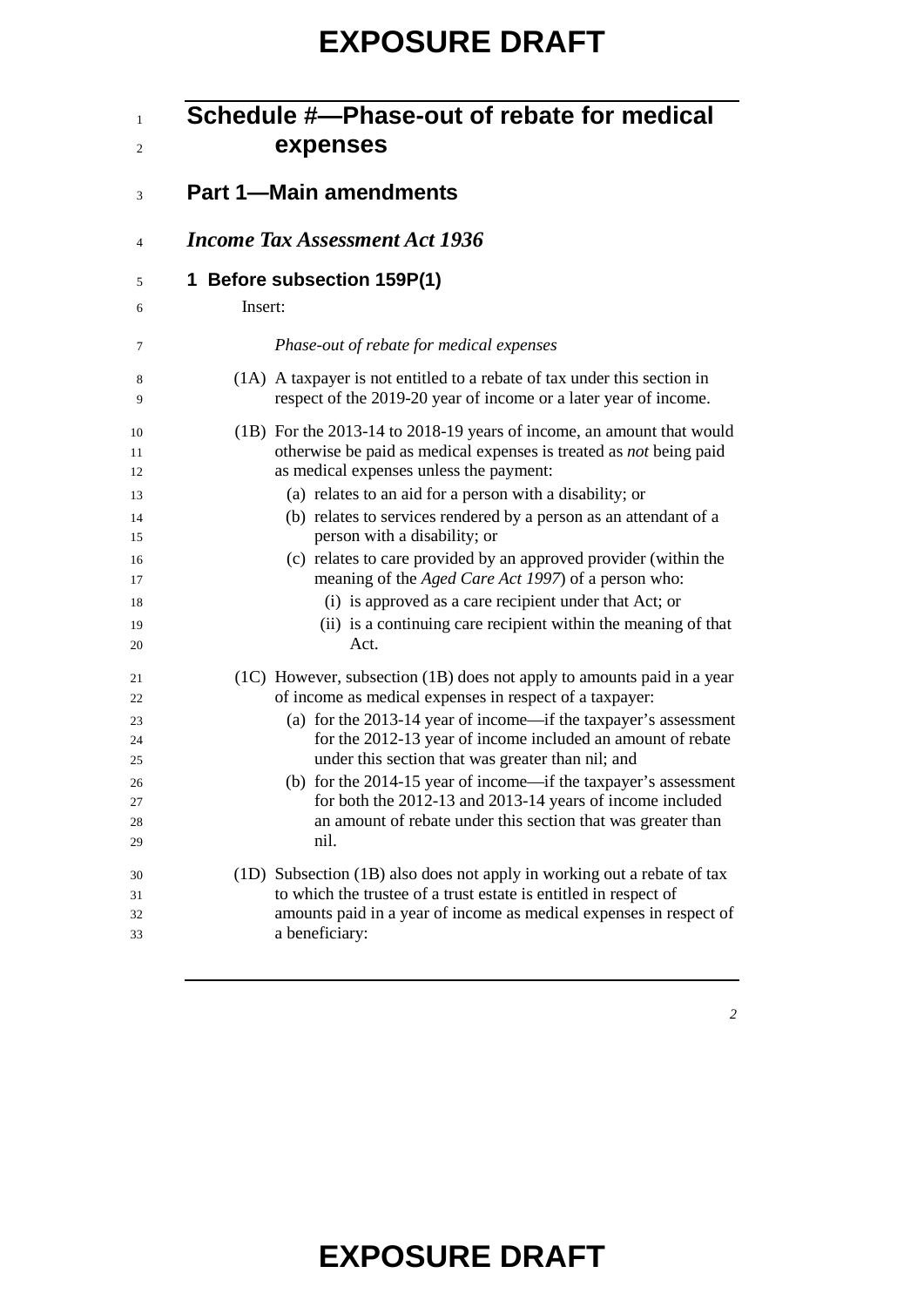# Schedule #—Phase-out of rebate for medical expenses

## Part 1—Main amendments

### *Income Tax Assessment Act 1936*

#### 1 Before subsection 159P(1)

Insert:

*Phase-out of rebate for medical expenses*

(1A) A taxpayer is not entitled to a rebate of tax under this section in respect of the 2019-20 year of income or a later year of income.

(1B) For the 2013-14 to 2018-19 years of income, an amount that would otherwise be paid as medical expenses is treated as *not* being paid as medical expenses unless the payment:

- (a) relates to an aid for a person with a disability; or
- (b) relates to services rendered by a person as an attendant of a person with a disability; or
- (c) relates to care provided by an approved provider (within the meaning of the *Aged Care Act 1997*) of a person who:
  - (i) is approved as a care recipient under that Act; or
  - (ii) is a continuing care recipient within the meaning of that Act.

(1C) However, subsection (1B) does not apply to amounts paid in a year of income as medical expenses in respect of a taxpayer:

- (a) for the 2013-14 year of income—if the taxpayer's assessment for the 2012-13 year of income included an amount of rebate under this section that was greater than nil; and
- (b) for the 2014-15 year of income—if the taxpayer's assessment for both the 2012-13 and 2013-14 years of income included an amount of rebate under this section that was greater than nil.

(1D) Subsection (1B) also does not apply in working out a rebate of tax to which the trustee of a trust estate is entitled in respect of amounts paid in a year of income as medical expenses in respect of a beneficiary: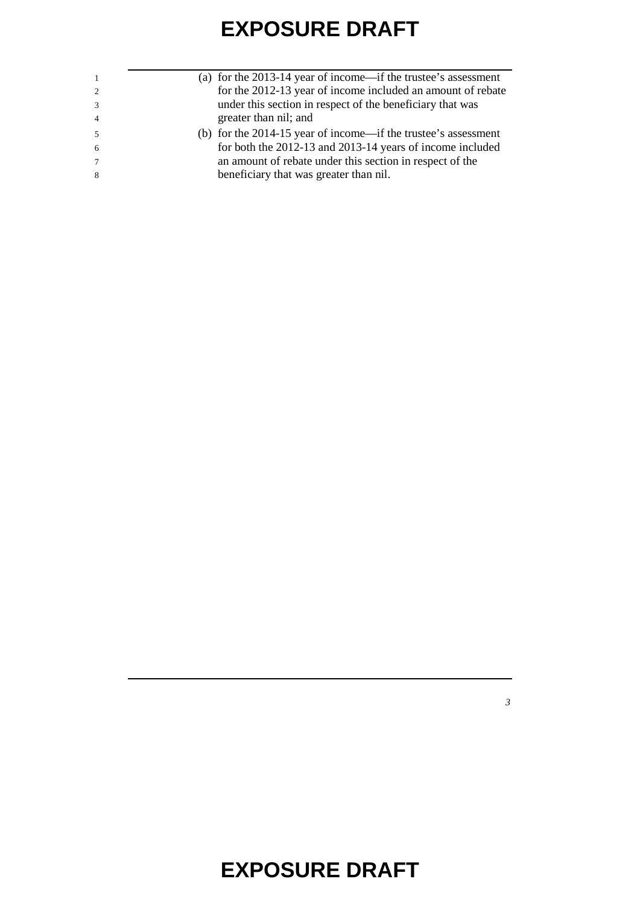(a) for the 2013-14 year of income—if the trustee's assessment for the 2012-13 year of income included an amount of rebate under this section in respect of the beneficiary that was greater than nil; and

(b) for the 2014-15 year of income—if the trustee's assessment for both the 2012-13 and 2013-14 years of income included an amount of rebate under this section in respect of the beneficiary that was greater than nil.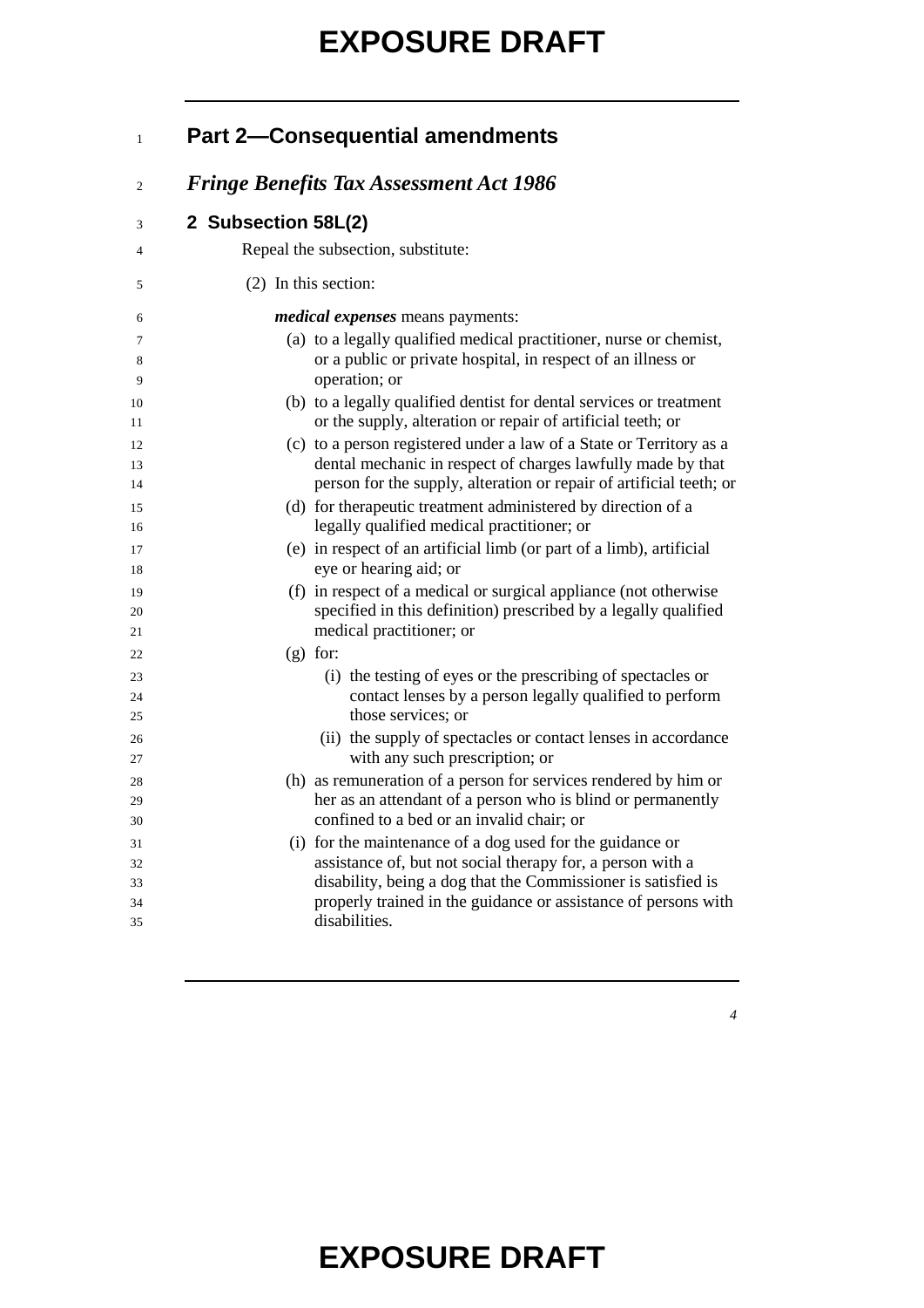## Part 2—Consequential amendments

### *Fringe Benefits Tax Assessment Act 1986*

#### 2 Subsection 58L(2)

Repeal the subsection, substitute:

(2) In this section:

***medical expenses*** means payments:

(a) to a legally qualified medical practitioner, nurse or chemist, or a public or private hospital, in respect of an illness or operation; or

(b) to a legally qualified dentist for dental services or treatment or the supply, alteration or repair of artificial teeth; or

(c) to a person registered under a law of a State or Territory as a dental mechanic in respect of charges lawfully made by that person for the supply, alteration or repair of artificial teeth; or

(d) for therapeutic treatment administered by direction of a legally qualified medical practitioner; or

(e) in respect of an artificial limb (or part of a limb), artificial eye or hearing aid; or

(f) in respect of a medical or surgical appliance (not otherwise specified in this definition) prescribed by a legally qualified medical practitioner; or

(g) for:

(i) the testing of eyes or the prescribing of spectacles or contact lenses by a person legally qualified to perform those services; or

(ii) the supply of spectacles or contact lenses in accordance with any such prescription; or

(h) as remuneration of a person for services rendered by him or her as an attendant of a person who is blind or permanently confined to a bed or an invalid chair; or

(i) for the maintenance of a dog used for the guidance or assistance of, but not social therapy for, a person with a disability, being a dog that the Commissioner is satisfied is properly trained in the guidance or assistance of persons with disabilities.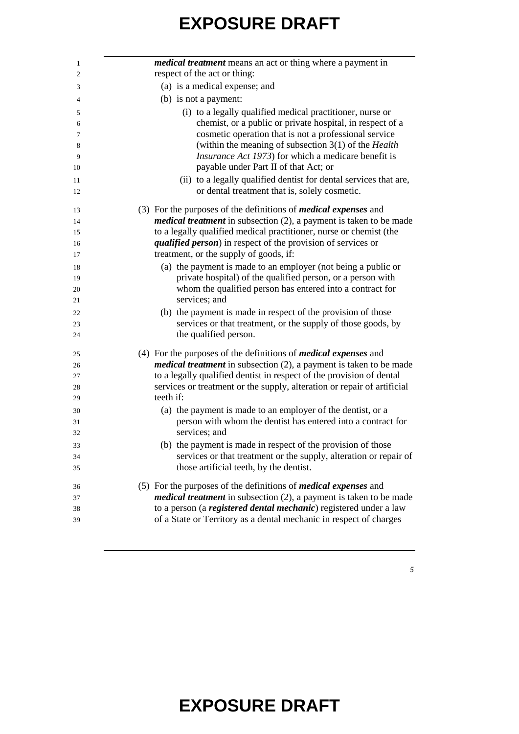***medical treatment*** means an act or thing where a payment in respect of the act or thing:

(a) is a medical expense; and

(b) is not a payment:

(i) to a legally qualified medical practitioner, nurse or chemist, or a public or private hospital, in respect of a cosmetic operation that is not a professional service (within the meaning of subsection 3(1) of the *Health Insurance Act 1973*) for which a medicare benefit is payable under Part II of that Act; or

(ii) to a legally qualified dentist for dental services that are, or dental treatment that is, solely cosmetic.

(3) For the purposes of the definitions of ***medical expenses*** and ***medical treatment*** in subsection (2), a payment is taken to be made to a legally qualified medical practitioner, nurse or chemist (the ***qualified person***) in respect of the provision of services or treatment, or the supply of goods, if:

(a) the payment is made to an employer (not being a public or private hospital) of the qualified person, or a person with whom the qualified person has entered into a contract for services; and

(b) the payment is made in respect of the provision of those services or that treatment, or the supply of those goods, by the qualified person.

(4) For the purposes of the definitions of ***medical expenses*** and ***medical treatment*** in subsection (2), a payment is taken to be made to a legally qualified dentist in respect of the provision of dental services or treatment or the supply, alteration or repair of artificial teeth if:

(a) the payment is made to an employer of the dentist, or a person with whom the dentist has entered into a contract for services; and

(b) the payment is made in respect of the provision of those services or that treatment or the supply, alteration or repair of those artificial teeth, by the dentist.

(5) For the purposes of the definitions of ***medical expenses*** and ***medical treatment*** in subsection (2), a payment is taken to be made to a person (a ***registered dental mechanic***) registered under a law of a State or Territory as a dental mechanic in respect of charges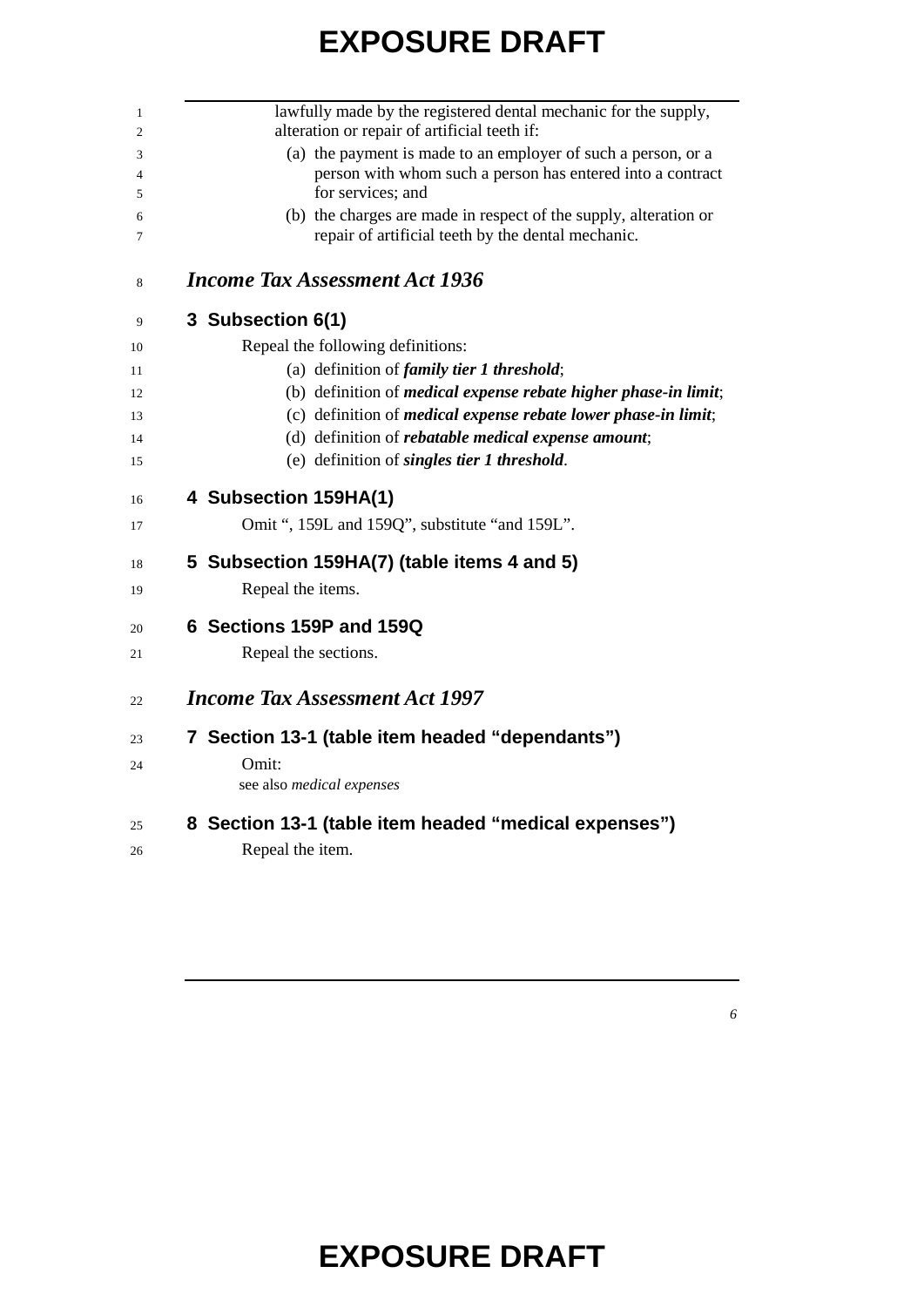lawfully made by the registered dental mechanic for the supply, alteration or repair of artificial teeth if:

(a) the payment is made to an employer of such a person, or a person with whom such a person has entered into a contract for services; and

(b) the charges are made in respect of the supply, alteration or repair of artificial teeth by the dental mechanic.

## *Income Tax Assessment Act 1936*

### 3 Subsection 6(1)

Repeal the following definitions:

(a) definition of ***family tier 1 threshold***;

(b) definition of ***medical expense rebate higher phase-in limit***;

(c) definition of ***medical expense rebate lower phase-in limit***;

(d) definition of ***rebatable medical expense amount***;

(e) definition of ***singles tier 1 threshold***.

### 4 Subsection 159HA(1)

Omit ", 159L and 159Q", substitute "and 159L".

### 5 Subsection 159HA(7) (table items 4 and 5)

Repeal the items.

### 6 Sections 159P and 159Q

Repeal the sections.

## *Income Tax Assessment Act 1997*

### 7 Section 13-1 (table item headed "dependants")

Omit:

see also *medical expenses*

### 8 Section 13-1 (table item headed "medical expenses")

Repeal the item.